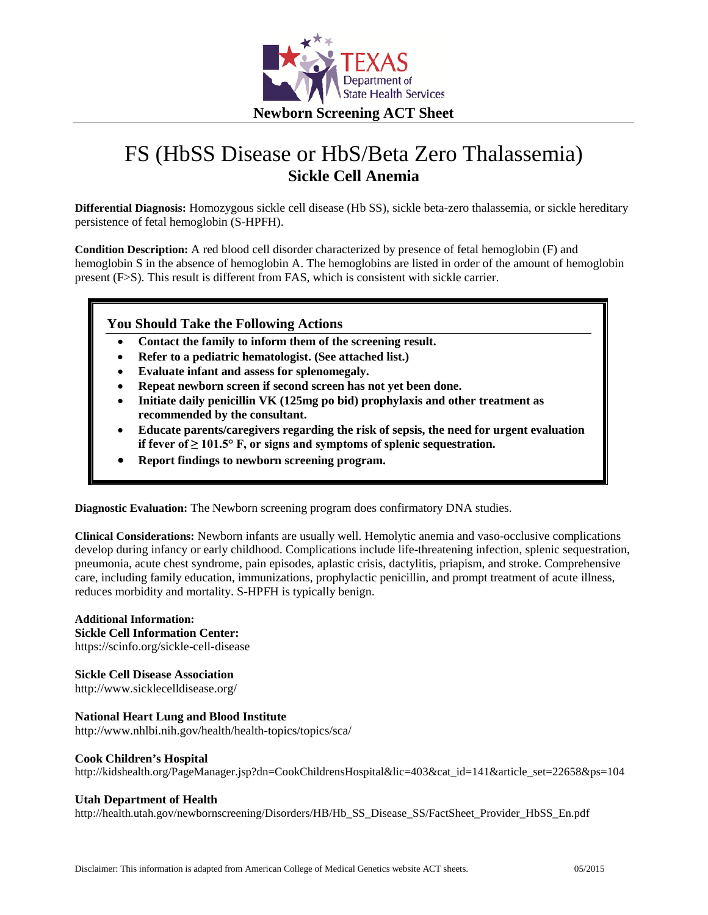Newborn Screening ACT Sheet

# FS (HbSS Disease or HbS/Beta Zero Thalassemia)

## Sickle Cell Anemia

**Differential Diagnosis:** Homozygous sickle cell disease (Hb SS), sickle beta-zero thalassemia, or sickle hereditary persistence of fetal hemoglobin (S-HPFH).

**Condition Description:** A red blood cell disorder characterized by presence of fetal hemoglobin (F) and hemoglobin S in the absence of hemoglobin A. The hemoglobins are listed in order of the amount of hemoglobin present (F>S). This result is different from FAS, which is consistent with sickle carrier.

### You Should Take the Following Actions

- **Contact the family to inform them of the screening result.**
- **Refer to a pediatric hematologist. (See attached list.)**
- **Evaluate infant and assess for splenomegaly.**
- **Repeat newborn screen if second screen has not yet been done.**
- **Initiate daily penicillin VK (125mg po bid) prophylaxis and other treatment as recommended by the consultant.**
- **Educate parents/caregivers regarding the risk of sepsis, the need for urgent evaluation if fever of ≥ 101.5° F, or signs and symptoms of splenic sequestration.**
- **Report findings to newborn screening program.**

**Diagnostic Evaluation:** The Newborn screening program does confirmatory DNA studies.

**Clinical Considerations:** Newborn infants are usually well. Hemolytic anemia and vaso-occlusive complications develop during infancy or early childhood. Complications include life-threatening infection, splenic sequestration, pneumonia, acute chest syndrome, pain episodes, aplastic crisis, dactylitis, priapism, and stroke. Comprehensive care, including family education, immunizations, prophylactic penicillin, and prompt treatment of acute illness, reduces morbidity and mortality. S-HPFH is typically benign.

**Additional Information:**
**Sickle Cell Information Center:**
https://scinfo.org/sickle-cell-disease

**Sickle Cell Disease Association**
http://www.sicklecelldisease.org/

**National Heart Lung and Blood Institute**
http://www.nhlbi.nih.gov/health/health-topics/topics/sca/

**Cook Children's Hospital**
http://kidshealth.org/PageManager.jsp?dn=CookChildrensHospital&lic=403&cat_id=141&article_set=22658&ps=104

**Utah Department of Health**
http://health.utah.gov/newbornscreening/Disorders/HB/Hb_SS_Disease_SS/FactSheet_Provider_HbSS_En.pdf

Disclaimer: This information is adapted from American College of Medical Genetics website ACT sheets. 05/2015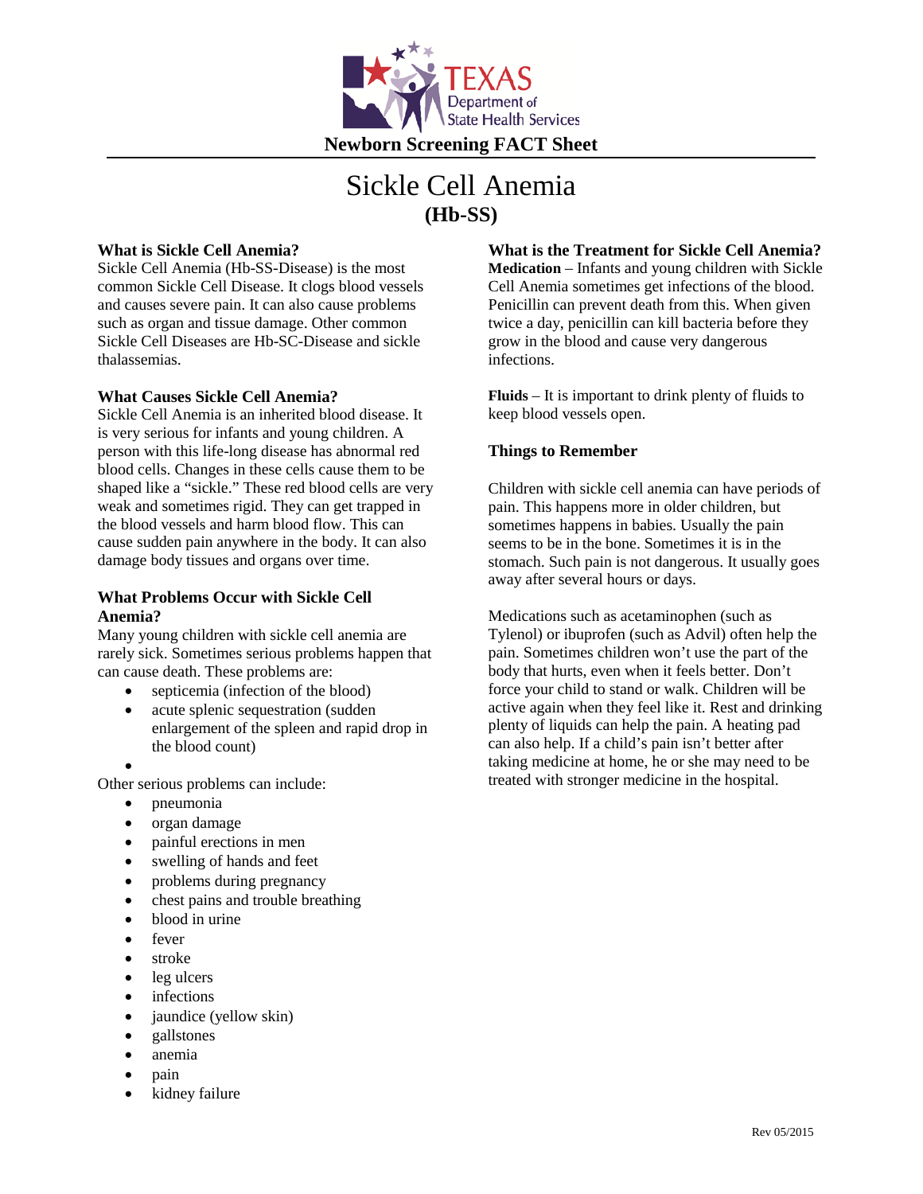**Newborn Screening FACT Sheet**

# Sickle Cell Anemia

## (Hb-SS)

### What is Sickle Cell Anemia?

Sickle Cell Anemia (Hb-SS-Disease) is the most common Sickle Cell Disease. It clogs blood vessels and causes severe pain. It can also cause problems such as organ and tissue damage. Other common Sickle Cell Diseases are Hb-SC-Disease and sickle thalassemias.

### What Causes Sickle Cell Anemia?

Sickle Cell Anemia is an inherited blood disease. It is very serious for infants and young children. A person with this life-long disease has abnormal red blood cells. Changes in these cells cause them to be shaped like a "sickle." These red blood cells are very weak and sometimes rigid. They can get trapped in the blood vessels and harm blood flow. This can cause sudden pain anywhere in the body. It can also damage body tissues and organs over time.

### What Problems Occur with Sickle Cell Anemia?

Many young children with sickle cell anemia are rarely sick. Sometimes serious problems happen that can cause death. These problems are:

- septicemia (infection of the blood)
- acute splenic sequestration (sudden enlargement of the spleen and rapid drop in the blood count)
- 

Other serious problems can include:

- pneumonia
- organ damage
- painful erections in men
- swelling of hands and feet
- problems during pregnancy
- chest pains and trouble breathing
- blood in urine
- fever
- stroke
- leg ulcers
- infections
- jaundice (yellow skin)
- gallstones
- anemia
- pain
- kidney failure

### What is the Treatment for Sickle Cell Anemia?

**Medication** – Infants and young children with Sickle Cell Anemia sometimes get infections of the blood. Penicillin can prevent death from this. When given twice a day, penicillin can kill bacteria before they grow in the blood and cause very dangerous infections.

**Fluids** – It is important to drink plenty of fluids to keep blood vessels open.

### Things to Remember

Children with sickle cell anemia can have periods of pain. This happens more in older children, but sometimes happens in babies. Usually the pain seems to be in the bone. Sometimes it is in the stomach. Such pain is not dangerous. It usually goes away after several hours or days.

Medications such as acetaminophen (such as Tylenol) or ibuprofen (such as Advil) often help the pain. Sometimes children won't use the part of the body that hurts, even when it feels better. Don't force your child to stand or walk. Children will be active again when they feel like it. Rest and drinking plenty of liquids can help the pain. A heating pad can also help. If a child's pain isn't better after taking medicine at home, he or she may need to be treated with stronger medicine in the hospital.

Rev 05/2015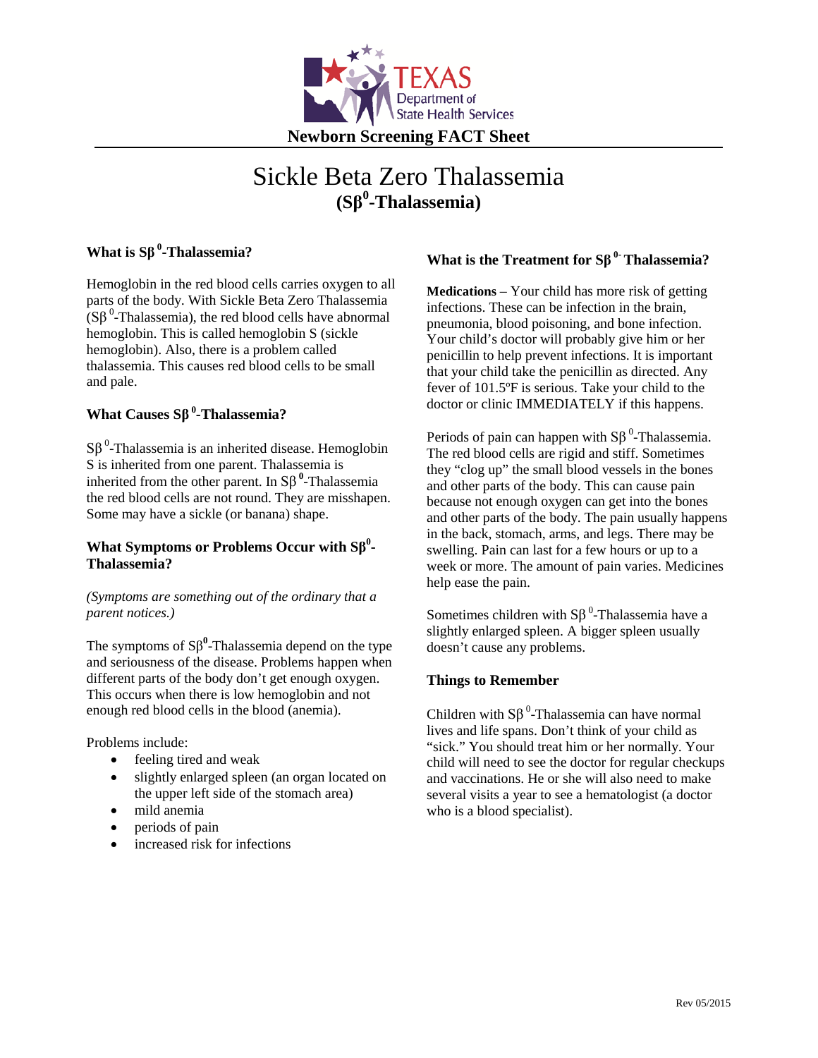Newborn Screening FACT Sheet

# Sickle Beta Zero Thalassemia
## ($S\beta^0$-Thalassemia)

### What is $S\beta^0$-Thalassemia?

Hemoglobin in the red blood cells carries oxygen to all parts of the body. With Sickle Beta Zero Thalassemia ($S\beta^0$-Thalassemia), the red blood cells have abnormal hemoglobin. This is called hemoglobin S (sickle hemoglobin). Also, there is a problem called thalassemia. This causes red blood cells to be small and pale.

### What Causes $S\beta^0$-Thalassemia?

$S\beta^0$-Thalassemia is an inherited disease. Hemoglobin S is inherited from one parent. Thalassemia is inherited from the other parent. In $S\beta^0$-Thalassemia the red blood cells are not round. They are misshapen. Some may have a sickle (or banana) shape.

### What Symptoms or Problems Occur with $S\beta^0$-Thalassemia?

*(Symptoms are something out of the ordinary that a parent notices.)*

The symptoms of $S\beta^0$-Thalassemia depend on the type and seriousness of the disease. Problems happen when different parts of the body don't get enough oxygen. This occurs when there is low hemoglobin and not enough red blood cells in the blood (anemia).

Problems include:

- feeling tired and weak
- slightly enlarged spleen (an organ located on the upper left side of the stomach area)
- mild anemia
- periods of pain
- increased risk for infections

### What is the Treatment for $S\beta^0$-Thalassemia?

**Medications** – Your child has more risk of getting infections. These can be infection in the brain, pneumonia, blood poisoning, and bone infection. Your child's doctor will probably give him or her penicillin to help prevent infections. It is important that your child take the penicillin as directed. Any fever of 101.5ºF is serious. Take your child to the doctor or clinic IMMEDIATELY if this happens.

Periods of pain can happen with $S\beta^0$-Thalassemia. The red blood cells are rigid and stiff. Sometimes they "clog up" the small blood vessels in the bones and other parts of the body. This can cause pain because not enough oxygen can get into the bones and other parts of the body. The pain usually happens in the back, stomach, arms, and legs. There may be swelling. Pain can last for a few hours or up to a week or more. The amount of pain varies. Medicines help ease the pain.

Sometimes children with $S\beta^0$-Thalassemia have a slightly enlarged spleen. A bigger spleen usually doesn't cause any problems.

### Things to Remember

Children with $S\beta^0$-Thalassemia can have normal lives and life spans. Don't think of your child as "sick." You should treat him or her normally. Your child will need to see the doctor for regular checkups and vaccinations. He or she will also need to make several visits a year to see a hematologist (a doctor who is a blood specialist).

Rev 05/2015